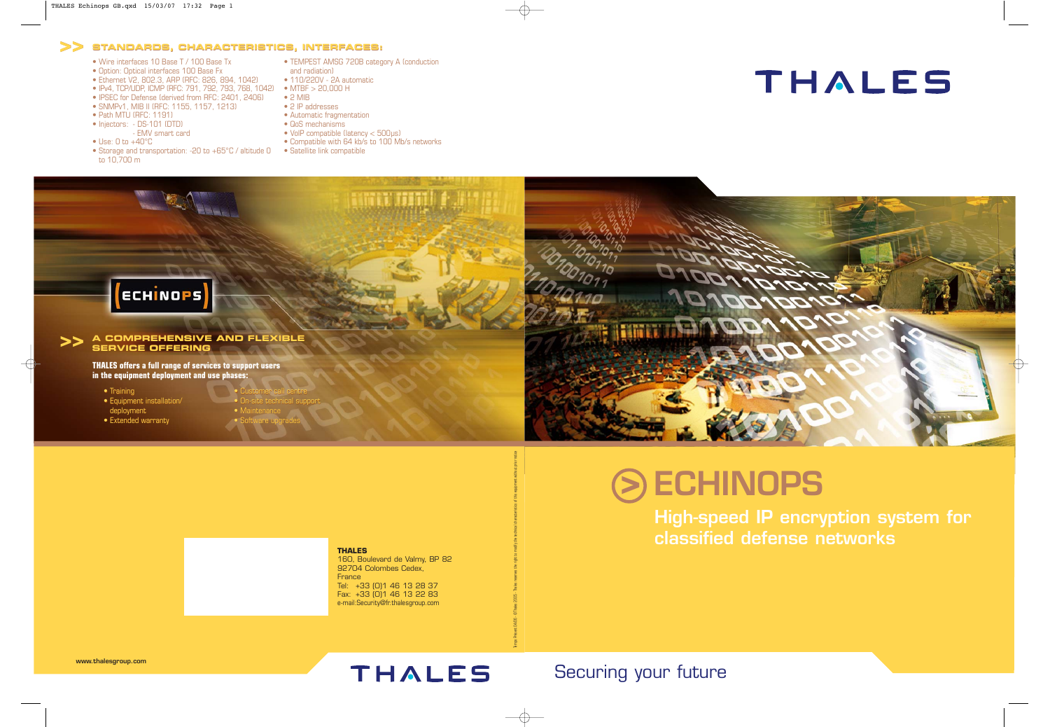## >> STANDARDS, CHARACTERISTICS, INTERFACES:

- Wire interfaces 10 Base T / 100 Base Tx
- Option: Optical interfaces 100 Base Fx
- Ethernet V2, 802.3, ARP (RFC: 826, 894, 1042)
- IPv4, TCP/UDP, ICMP (RFC: 791, 792, 793, 768, 1042)
- IPSEC for Defense (derived from RFC: 2401, 2406)
- SNMPv1, MIB II (RFC: 1155, 1157, 1213)
- Path MTU (RFC: 1191)
- Injectors: - DS-101 (DTD)
  - EMV smart card
- Use: 0 to +40°C
- Storage and transportation: -20 to +65°C / altitude 0 to 10,700 m
- TEMPEST AMSG 720B category A (conduction and radiation)
- 110/220V - 2A automatic
- MTBF > 20,000 H
- 2 MIB
- 2 IP addresses
- Automatic fragmentation
- QoS mechanisms
- VoIP compatible (latency < 500µs)
- Compatible with 64 kb/s to 100 Mb/s networks
- Satellite link compatible

THALES

ECHINOPS

## >> A COMPREHENSIVE AND FLEXIBLE SERVICE OFFERING

**THALES offers a full range of services to support users in the equipment deployment and use phases:**

- Training
- Equipment installation/ deployment
- Extended warranty
- Customer call centre
- On-site technical support
- Maintenance
- Software upgrades

**THALES**
160, Boulevard de Valmy, BP 82
92704 Colombes Cedex,
France
Tel: +33 (0)1 46 13 28 37
Fax: +33 (0)1 46 13 22 83
e-mail:Security@fr.thalesgroup.com

www.thalesgroup.com

THALES

# ECHINOPS

## High-speed IP encryption system for classified defense networks

Securing your future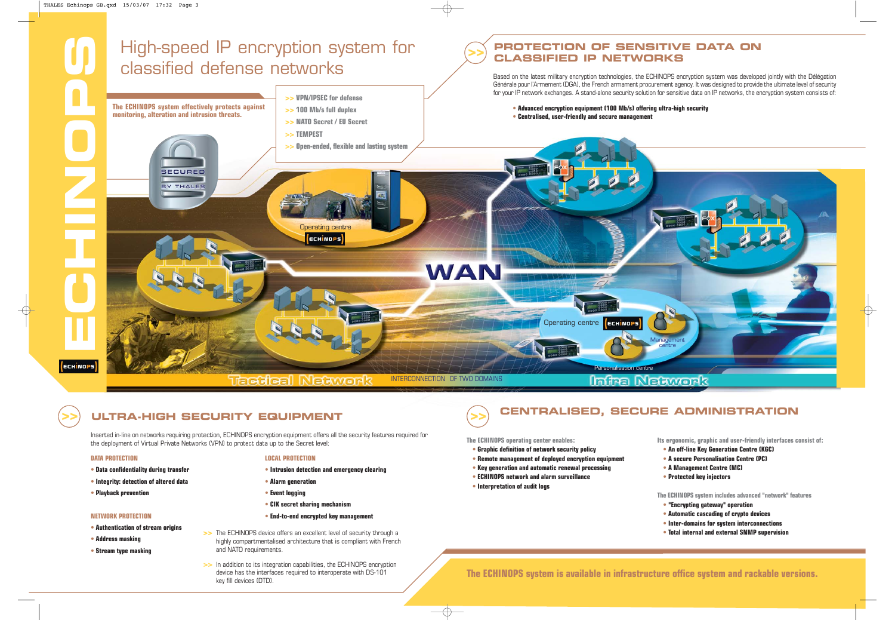# ECHINOPS

## High-speed IP encryption system for classified defense networks

**The ECHINOPS system effectively protects against monitoring, alteration and intrusion threats.**

- >> VPN/IPSEC for defense
- >> 100 Mb/s full duplex
- >> NATO Secret / EU Secret
- >> TEMPEST
- >> Open-ended, flexible and lasting system

## PROTECTION OF SENSITIVE DATA ON CLASSIFIED IP NETWORKS

Based on the latest military encryption technologies, the ECHINOPS encryption system was developed jointly with the Délégation Générale pour l'Armement (DGA), the French armament procurement agency. It was designed to provide the ultimate level of security for your IP network exchanges. A stand-alone security solution for sensitive data on IP networks, the encryption system consists of:

- **Advanced encryption equipment (100 Mb/s) offering ultra-high security**
- **Centralised, user-friendly and secure management**

SECURED BY THALES

Operating centre
ECHINOPS
WAN
Operating centre
ECHINOPS
Management centre
Personalisation centre
Tactical Network
INTERCONNECTION OF TWO DOMAINS
Infra Network

## ULTRA-HIGH SECURITY EQUIPMENT

Inserted in-line on networks requiring protection, ECHINOPS encryption equipment offers all the security features required for the deployment of Virtual Private Networks (VPN) to protect data up to the Secret level:

**DATA PROTECTION**

- Data confidentiality during transfer
- Integrity: detection of altered data
- Playback prevention

**NETWORK PROTECTION**

- Authentication of stream origins
- Address masking
- Stream type masking

**LOCAL PROTECTION**

- Intrusion detection and emergency clearing
- Alarm generation
- Event logging
- CIK secret sharing mechanism
- End-to-end encrypted key management

>> The ECHINOPS device offers an excellent level of security through a highly compartmentalised architecture that is compliant with French and NATO requirements.

>> In addition to its integration capabilities, the ECHINOPS encryption device has the interfaces required to interoperate with DS-101 key fill devices (DTD).

## CENTRALISED, SECURE ADMINISTRATION

**The ECHINOPS operating center enables:**

- Graphic definition of network security policy
- Remote management of deployed encryption equipment
- Key generation and automatic renewal processing
- ECHINOPS network and alarm surveillance
- Interpretation of audit logs

**Its ergonomic, graphic and user-friendly interfaces consist of:**

- An off-line Key Generation Centre (KGC)
- A secure Personalisation Centre (PC)
- A Management Centre (MC)
- Protected key injectors

**The ECHINOPS system includes advanced "network" features**

- "Encrypting gateway" operation
- Automatic cascading of crypto devices
- Inter-domains for system interconnections
- Total internal and external SNMP supervision

**The ECHINOPS system is available in infrastructure office system and rackable versions.**